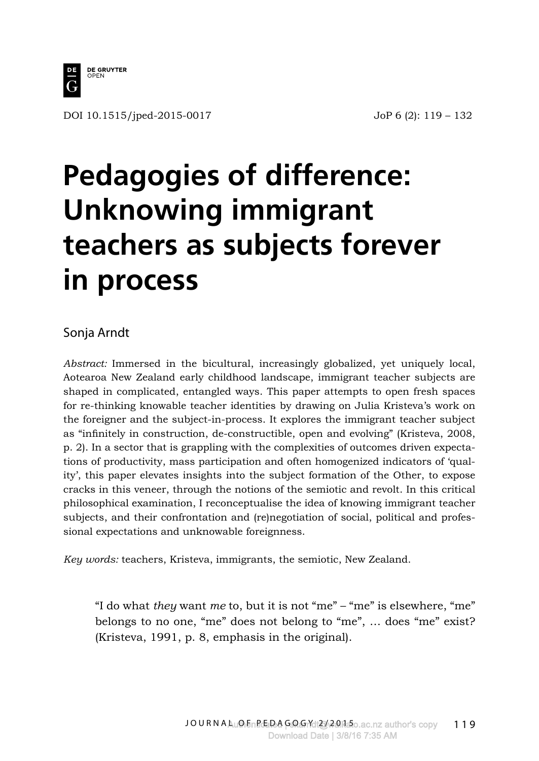DOI 10.1515/jped-2015-0017

# Pedagogies of difference: Unknowing immigrant teachers as subjects forever in process

Sonja Arndt

*Abstract:* Immersed in the bicultural, increasingly globalized, yet uniquely local, Aotearoa New Zealand early childhood landscape, immigrant teacher subjects are shaped in complicated, entangled ways. This paper attempts to open fresh spaces for re-thinking knowable teacher identities by drawing on Julia Kristeva's work on the foreigner and the subject-in-process. It explores the immigrant teacher subject as "infinitely in construction, de-constructible, open and evolving" (Kristeva, 2008, p. 2). In a sector that is grappling with the complexities of outcomes driven expectations of productivity, mass participation and often homogenized indicators of 'quality', this paper elevates insights into the subject formation of the Other, to expose cracks in this veneer, through the notions of the semiotic and revolt. In this critical philosophical examination, I reconceptualise the idea of knowing immigrant teacher subjects, and their confrontation and (re)negotiation of social, political and professional expectations and unknowable foreignness.

*Key words:* teachers, Kristeva, immigrants, the semiotic, New Zealand.

> "I do what *they* want *me* to, but it is not "me" – "me" is elsewhere, "me" belongs to no one, "me" does not belong to "me", … does "me" exist? (Kristeva, 1991, p. 8, emphasis in the original).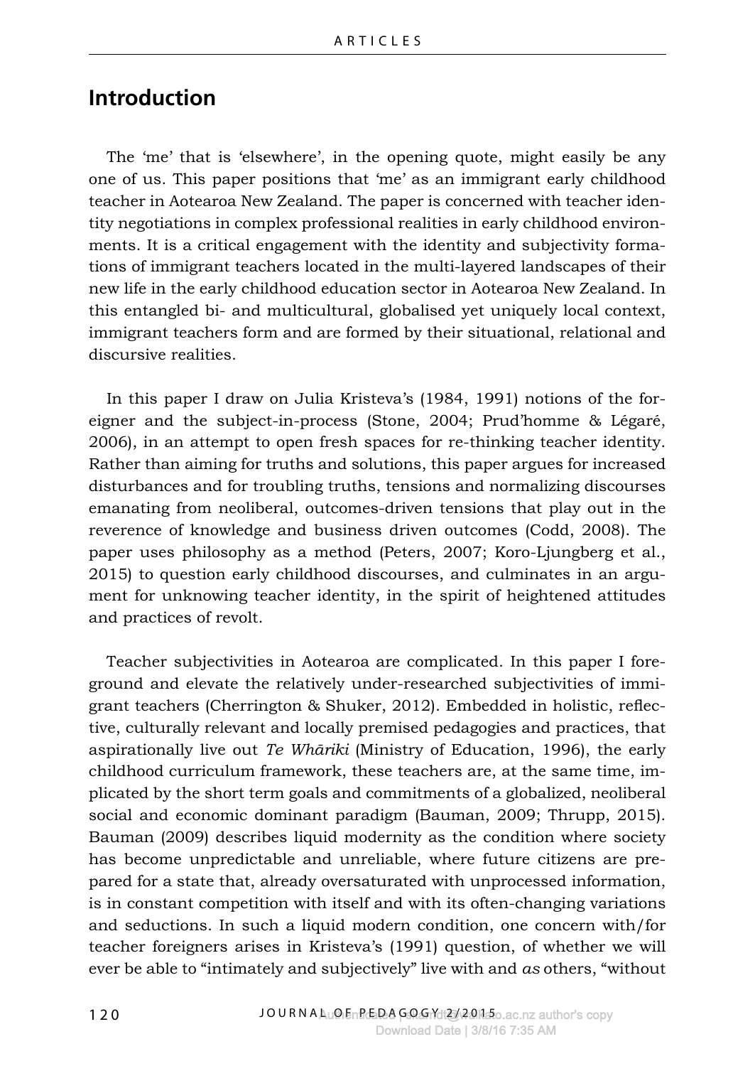## Introduction

The 'me' that is 'elsewhere', in the opening quote, might easily be any one of us. This paper positions that 'me' as an immigrant early childhood teacher in Aotearoa New Zealand. The paper is concerned with teacher identity negotiations in complex professional realities in early childhood environments. It is a critical engagement with the identity and subjectivity formations of immigrant teachers located in the multi-layered landscapes of their new life in the early childhood education sector in Aotearoa New Zealand. In this entangled bi- and multicultural, globalised yet uniquely local context, immigrant teachers form and are formed by their situational, relational and discursive realities.

In this paper I draw on Julia Kristeva's (1984, 1991) notions of the foreigner and the subject-in-process (Stone, 2004; Prud'homme & Légaré, 2006), in an attempt to open fresh spaces for re-thinking teacher identity. Rather than aiming for truths and solutions, this paper argues for increased disturbances and for troubling truths, tensions and normalizing discourses emanating from neoliberal, outcomes-driven tensions that play out in the reverence of knowledge and business driven outcomes (Codd, 2008). The paper uses philosophy as a method (Peters, 2007; Koro-Ljungberg et al., 2015) to question early childhood discourses, and culminates in an argument for unknowing teacher identity, in the spirit of heightened attitudes and practices of revolt.

Teacher subjectivities in Aotearoa are complicated. In this paper I foreground and elevate the relatively under-researched subjectivities of immigrant teachers (Cherrington & Shuker, 2012). Embedded in holistic, reflective, culturally relevant and locally premised pedagogies and practices, that aspirationally live out *Te Whāriki* (Ministry of Education, 1996), the early childhood curriculum framework, these teachers are, at the same time, implicated by the short term goals and commitments of a globalized, neoliberal social and economic dominant paradigm (Bauman, 2009; Thrupp, 2015). Bauman (2009) describes liquid modernity as the condition where society has become unpredictable and unreliable, where future citizens are prepared for a state that, already oversaturated with unprocessed information, is in constant competition with itself and with its often-changing variations and seductions. In such a liquid modern condition, one concern with/for teacher foreigners arises in Kristeva's (1991) question, of whether we will ever be able to "intimately and subjectively" live with and *as* others, "without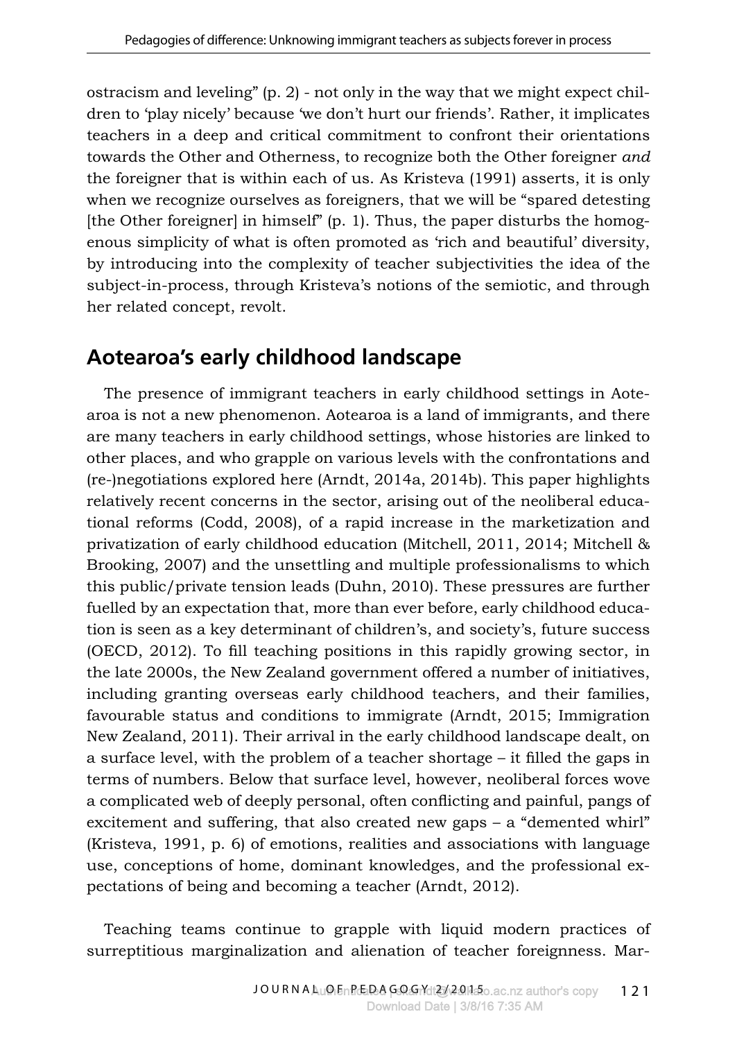ostracism and leveling" (p. 2) - not only in the way that we might expect children to 'play nicely' because 'we don't hurt our friends'. Rather, it implicates teachers in a deep and critical commitment to confront their orientations towards the Other and Otherness, to recognize both the Other foreigner *and* the foreigner that is within each of us. As Kristeva (1991) asserts, it is only when we recognize ourselves as foreigners, that we will be "spared detesting [the Other foreigner] in himself" (p. 1). Thus, the paper disturbs the homogenous simplicity of what is often promoted as 'rich and beautiful' diversity, by introducing into the complexity of teacher subjectivities the idea of the subject-in-process, through Kristeva's notions of the semiotic, and through her related concept, revolt.

## Aotearoa's early childhood landscape

The presence of immigrant teachers in early childhood settings in Aotearoa is not a new phenomenon. Aotearoa is a land of immigrants, and there are many teachers in early childhood settings, whose histories are linked to other places, and who grapple on various levels with the confrontations and (re-)negotiations explored here (Arndt, 2014a, 2014b). This paper highlights relatively recent concerns in the sector, arising out of the neoliberal educational reforms (Codd, 2008), of a rapid increase in the marketization and privatization of early childhood education (Mitchell, 2011, 2014; Mitchell & Brooking, 2007) and the unsettling and multiple professionalisms to which this public/private tension leads (Duhn, 2010). These pressures are further fuelled by an expectation that, more than ever before, early childhood education is seen as a key determinant of children's, and society's, future success (OECD, 2012). To fill teaching positions in this rapidly growing sector, in the late 2000s, the New Zealand government offered a number of initiatives, including granting overseas early childhood teachers, and their families, favourable status and conditions to immigrate (Arndt, 2015; Immigration New Zealand, 2011). Their arrival in the early childhood landscape dealt, on a surface level, with the problem of a teacher shortage – it filled the gaps in terms of numbers. Below that surface level, however, neoliberal forces wove a complicated web of deeply personal, often conflicting and painful, pangs of excitement and suffering, that also created new gaps – a "demented whirl" (Kristeva, 1991, p. 6) of emotions, realities and associations with language use, conceptions of home, dominant knowledges, and the professional expectations of being and becoming a teacher (Arndt, 2012).

Teaching teams continue to grapple with liquid modern practices of surreptitious marginalization and alienation of teacher foreignness. Mar-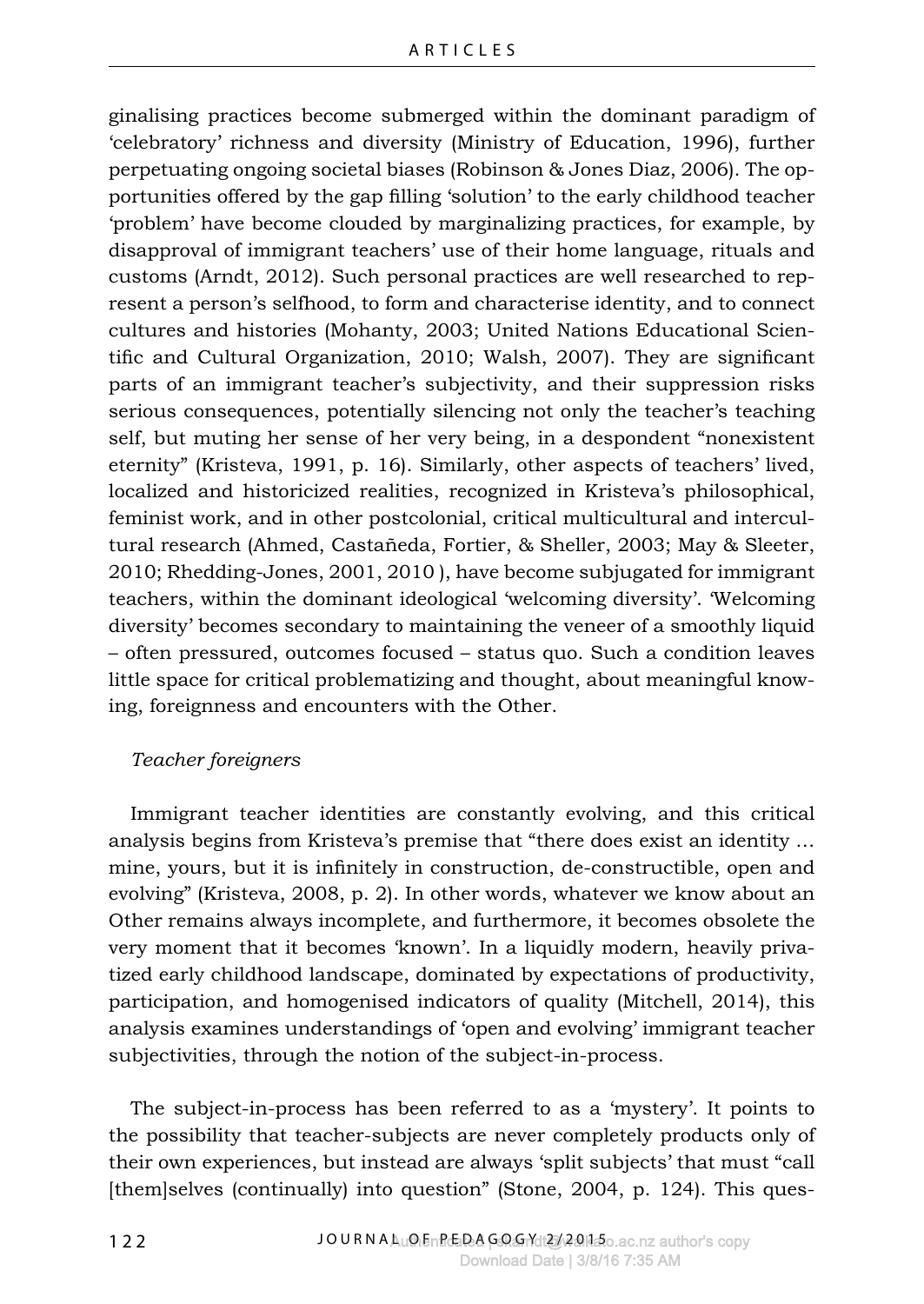ginalising practices become submerged within the dominant paradigm of 'celebratory' richness and diversity (Ministry of Education, 1996), further perpetuating ongoing societal biases (Robinson & Jones Diaz, 2006). The opportunities offered by the gap filling 'solution' to the early childhood teacher 'problem' have become clouded by marginalizing practices, for example, by disapproval of immigrant teachers' use of their home language, rituals and customs (Arndt, 2012). Such personal practices are well researched to represent a person's selfhood, to form and characterise identity, and to connect cultures and histories (Mohanty, 2003; United Nations Educational Scientific and Cultural Organization, 2010; Walsh, 2007). They are significant parts of an immigrant teacher's subjectivity, and their suppression risks serious consequences, potentially silencing not only the teacher's teaching self, but muting her sense of her very being, in a despondent "nonexistent eternity" (Kristeva, 1991, p. 16). Similarly, other aspects of teachers' lived, localized and historicized realities, recognized in Kristeva's philosophical, feminist work, and in other postcolonial, critical multicultural and intercultural research (Ahmed, Castañeda, Fortier, & Sheller, 2003; May & Sleeter, 2010; Rhedding-Jones, 2001, 2010 ), have become subjugated for immigrant teachers, within the dominant ideological 'welcoming diversity'. 'Welcoming diversity' becomes secondary to maintaining the veneer of a smoothly liquid – often pressured, outcomes focused – status quo. Such a condition leaves little space for critical problematizing and thought, about meaningful knowing, foreignness and encounters with the Other.

*Teacher foreigners*

Immigrant teacher identities are constantly evolving, and this critical analysis begins from Kristeva's premise that "there does exist an identity … mine, yours, but it is infinitely in construction, de-constructible, open and evolving" (Kristeva, 2008, p. 2). In other words, whatever we know about an Other remains always incomplete, and furthermore, it becomes obsolete the very moment that it becomes 'known'. In a liquidly modern, heavily privatized early childhood landscape, dominated by expectations of productivity, participation, and homogenised indicators of quality (Mitchell, 2014), this analysis examines understandings of 'open and evolving' immigrant teacher subjectivities, through the notion of the subject-in-process.

The subject-in-process has been referred to as a 'mystery'. It points to the possibility that teacher-subjects are never completely products only of their own experiences, but instead are always 'split subjects' that must "call [them]selves (continually) into question" (Stone, 2004, p. 124). This ques-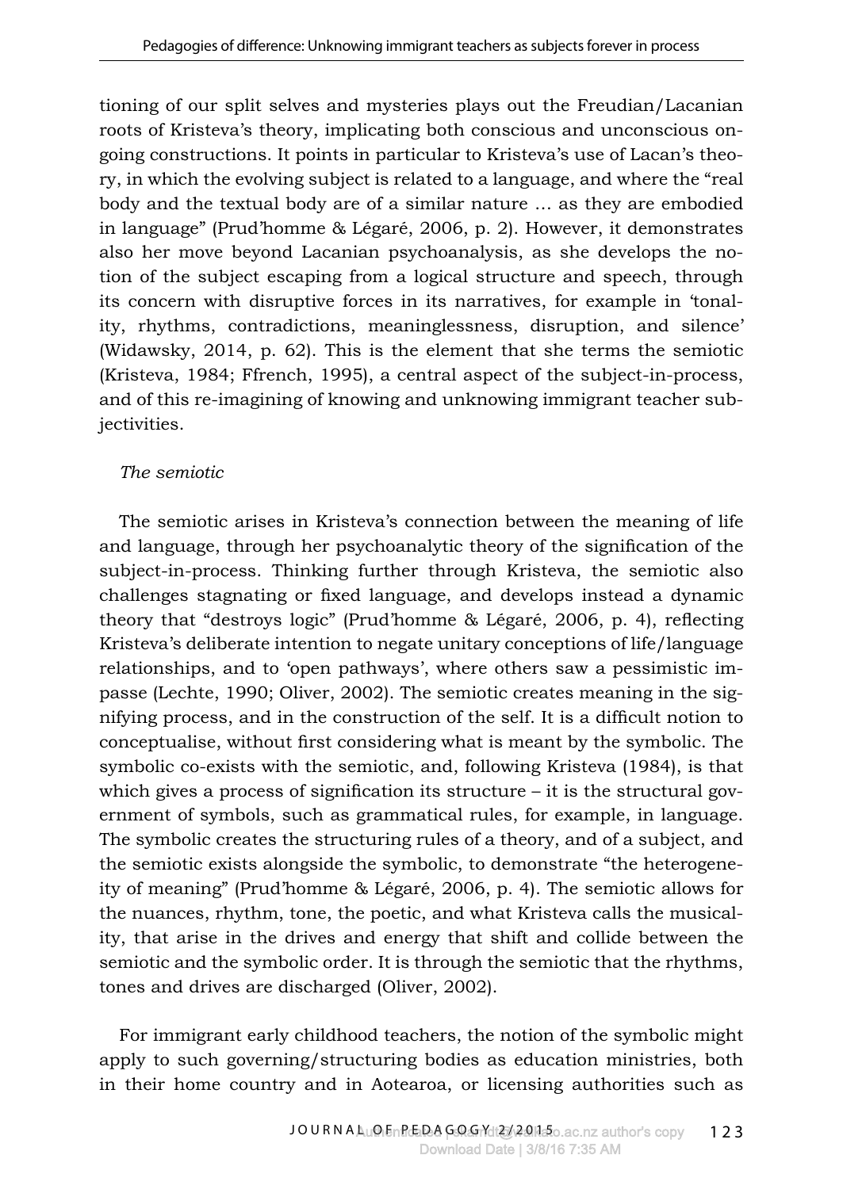tioning of our split selves and mysteries plays out the Freudian/Lacanian roots of Kristeva's theory, implicating both conscious and unconscious ongoing constructions. It points in particular to Kristeva's use of Lacan's theory, in which the evolving subject is related to a language, and where the "real body and the textual body are of a similar nature … as they are embodied in language" (Prud'homme & Légaré, 2006, p. 2). However, it demonstrates also her move beyond Lacanian psychoanalysis, as she develops the notion of the subject escaping from a logical structure and speech, through its concern with disruptive forces in its narratives, for example in 'tonality, rhythms, contradictions, meaninglessness, disruption, and silence' (Widawsky, 2014, p. 62). This is the element that she terms the semiotic (Kristeva, 1984; Ffrench, 1995), a central aspect of the subject-in-process, and of this re-imagining of knowing and unknowing immigrant teacher subjectivities.

*The semiotic*

The semiotic arises in Kristeva's connection between the meaning of life and language, through her psychoanalytic theory of the signification of the subject-in-process. Thinking further through Kristeva, the semiotic also challenges stagnating or fixed language, and develops instead a dynamic theory that "destroys logic" (Prud'homme & Légaré, 2006, p. 4), reflecting Kristeva's deliberate intention to negate unitary conceptions of life/language relationships, and to 'open pathways', where others saw a pessimistic impasse (Lechte, 1990; Oliver, 2002). The semiotic creates meaning in the signifying process, and in the construction of the self. It is a difficult notion to conceptualise, without first considering what is meant by the symbolic. The symbolic co-exists with the semiotic, and, following Kristeva (1984), is that which gives a process of signification its structure – it is the structural government of symbols, such as grammatical rules, for example, in language. The symbolic creates the structuring rules of a theory, and of a subject, and the semiotic exists alongside the symbolic, to demonstrate "the heterogeneity of meaning" (Prud'homme & Légaré, 2006, p. 4). The semiotic allows for the nuances, rhythm, tone, the poetic, and what Kristeva calls the musicality, that arise in the drives and energy that shift and collide between the semiotic and the symbolic order. It is through the semiotic that the rhythms, tones and drives are discharged (Oliver, 2002).

For immigrant early childhood teachers, the notion of the symbolic might apply to such governing/structuring bodies as education ministries, both in their home country and in Aotearoa, or licensing authorities such as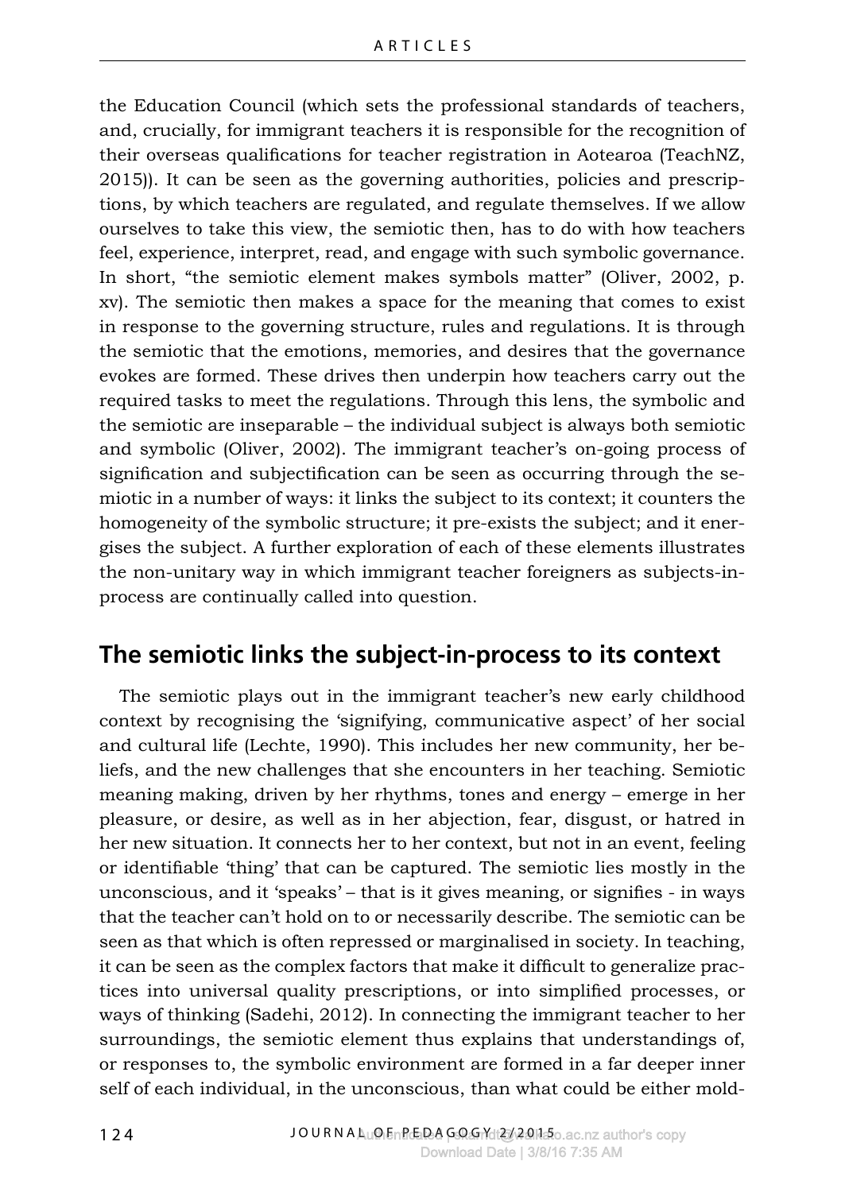the Education Council (which sets the professional standards of teachers, and, crucially, for immigrant teachers it is responsible for the recognition of their overseas qualifications for teacher registration in Aotearoa (TeachNZ, 2015)). It can be seen as the governing authorities, policies and prescriptions, by which teachers are regulated, and regulate themselves. If we allow ourselves to take this view, the semiotic then, has to do with how teachers feel, experience, interpret, read, and engage with such symbolic governance. In short, "the semiotic element makes symbols matter" (Oliver, 2002, p. xv). The semiotic then makes a space for the meaning that comes to exist in response to the governing structure, rules and regulations. It is through the semiotic that the emotions, memories, and desires that the governance evokes are formed. These drives then underpin how teachers carry out the required tasks to meet the regulations. Through this lens, the symbolic and the semiotic are inseparable – the individual subject is always both semiotic and symbolic (Oliver, 2002). The immigrant teacher's on-going process of signification and subjectification can be seen as occurring through the semiotic in a number of ways: it links the subject to its context; it counters the homogeneity of the symbolic structure; it pre-exists the subject; and it energises the subject. A further exploration of each of these elements illustrates the non-unitary way in which immigrant teacher foreigners as subjects-in-process are continually called into question.

## The semiotic links the subject-in-process to its context

The semiotic plays out in the immigrant teacher's new early childhood context by recognising the 'signifying, communicative aspect' of her social and cultural life (Lechte, 1990). This includes her new community, her beliefs, and the new challenges that she encounters in her teaching. Semiotic meaning making, driven by her rhythms, tones and energy – emerge in her pleasure, or desire, as well as in her abjection, fear, disgust, or hatred in her new situation. It connects her to her context, but not in an event, feeling or identifiable 'thing' that can be captured. The semiotic lies mostly in the unconscious, and it 'speaks' – that is it gives meaning, or signifies - in ways that the teacher can't hold on to or necessarily describe. The semiotic can be seen as that which is often repressed or marginalised in society. In teaching, it can be seen as the complex factors that make it difficult to generalize practices into universal quality prescriptions, or into simplified processes, or ways of thinking (Sadehi, 2012). In connecting the immigrant teacher to her surroundings, the semiotic element thus explains that understandings of, or responses to, the symbolic environment are formed in a far deeper inner self of each individual, in the unconscious, than what could be either mold-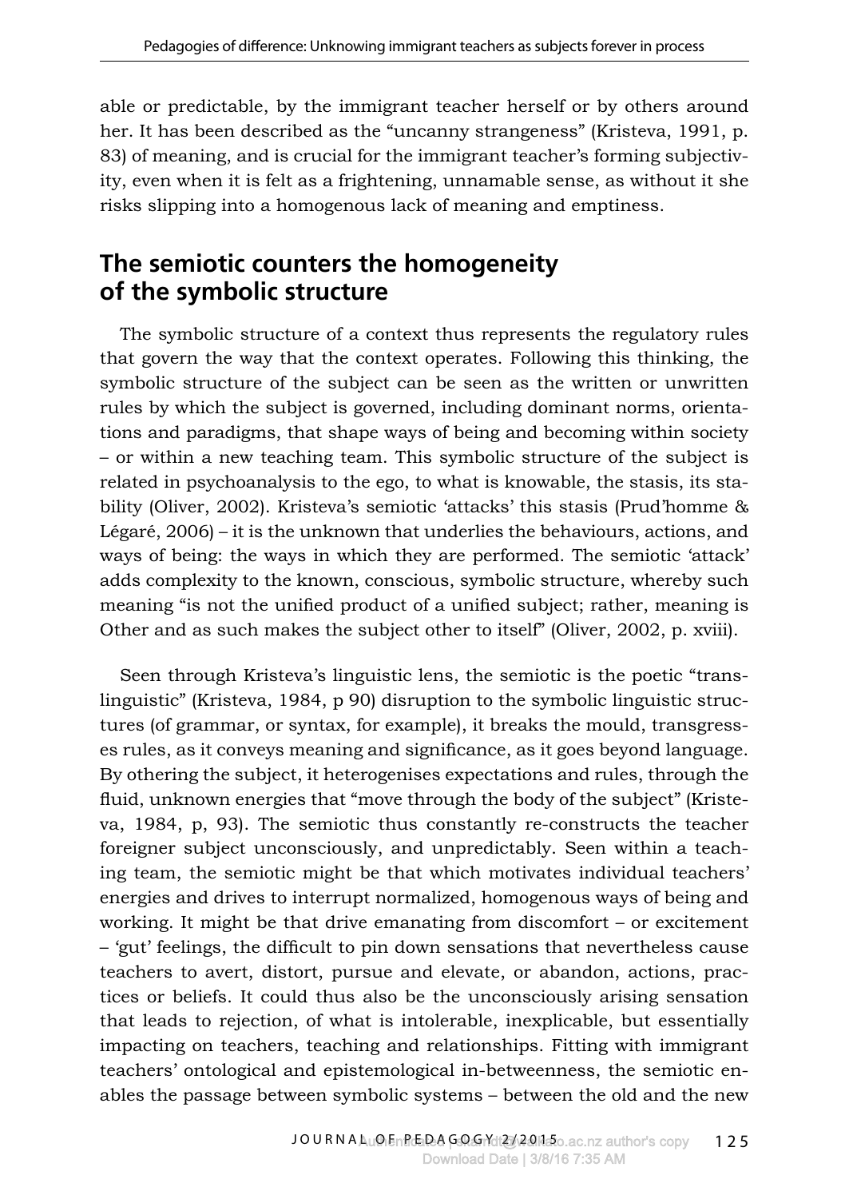able or predictable, by the immigrant teacher herself or by others around her. It has been described as the "uncanny strangeness" (Kristeva, 1991, p. 83) of meaning, and is crucial for the immigrant teacher's forming subjectivity, even when it is felt as a frightening, unnamable sense, as without it she risks slipping into a homogenous lack of meaning and emptiness.

## The semiotic counters the homogeneity of the symbolic structure

The symbolic structure of a context thus represents the regulatory rules that govern the way that the context operates. Following this thinking, the symbolic structure of the subject can be seen as the written or unwritten rules by which the subject is governed, including dominant norms, orientations and paradigms, that shape ways of being and becoming within society – or within a new teaching team. This symbolic structure of the subject is related in psychoanalysis to the ego, to what is knowable, the stasis, its stability (Oliver, 2002). Kristeva's semiotic 'attacks' this stasis (Prud'homme & Légaré, 2006) – it is the unknown that underlies the behaviours, actions, and ways of being: the ways in which they are performed. The semiotic 'attack' adds complexity to the known, conscious, symbolic structure, whereby such meaning "is not the unified product of a unified subject; rather, meaning is Other and as such makes the subject other to itself" (Oliver, 2002, p. xviii).

Seen through Kristeva's linguistic lens, the semiotic is the poetic "translinguistic" (Kristeva, 1984, p 90) disruption to the symbolic linguistic structures (of grammar, or syntax, for example), it breaks the mould, transgresses rules, as it conveys meaning and significance, as it goes beyond language. By othering the subject, it heterogenises expectations and rules, through the fluid, unknown energies that "move through the body of the subject" (Kristeva, 1984, p, 93). The semiotic thus constantly re-constructs the teacher foreigner subject unconsciously, and unpredictably. Seen within a teaching team, the semiotic might be that which motivates individual teachers' energies and drives to interrupt normalized, homogenous ways of being and working. It might be that drive emanating from discomfort – or excitement – 'gut' feelings, the difficult to pin down sensations that nevertheless cause teachers to avert, distort, pursue and elevate, or abandon, actions, practices or beliefs. It could thus also be the unconsciously arising sensation that leads to rejection, of what is intolerable, inexplicable, but essentially impacting on teachers, teaching and relationships. Fitting with immigrant teachers' ontological and epistemological in-betweenness, the semiotic enables the passage between symbolic systems – between the old and the new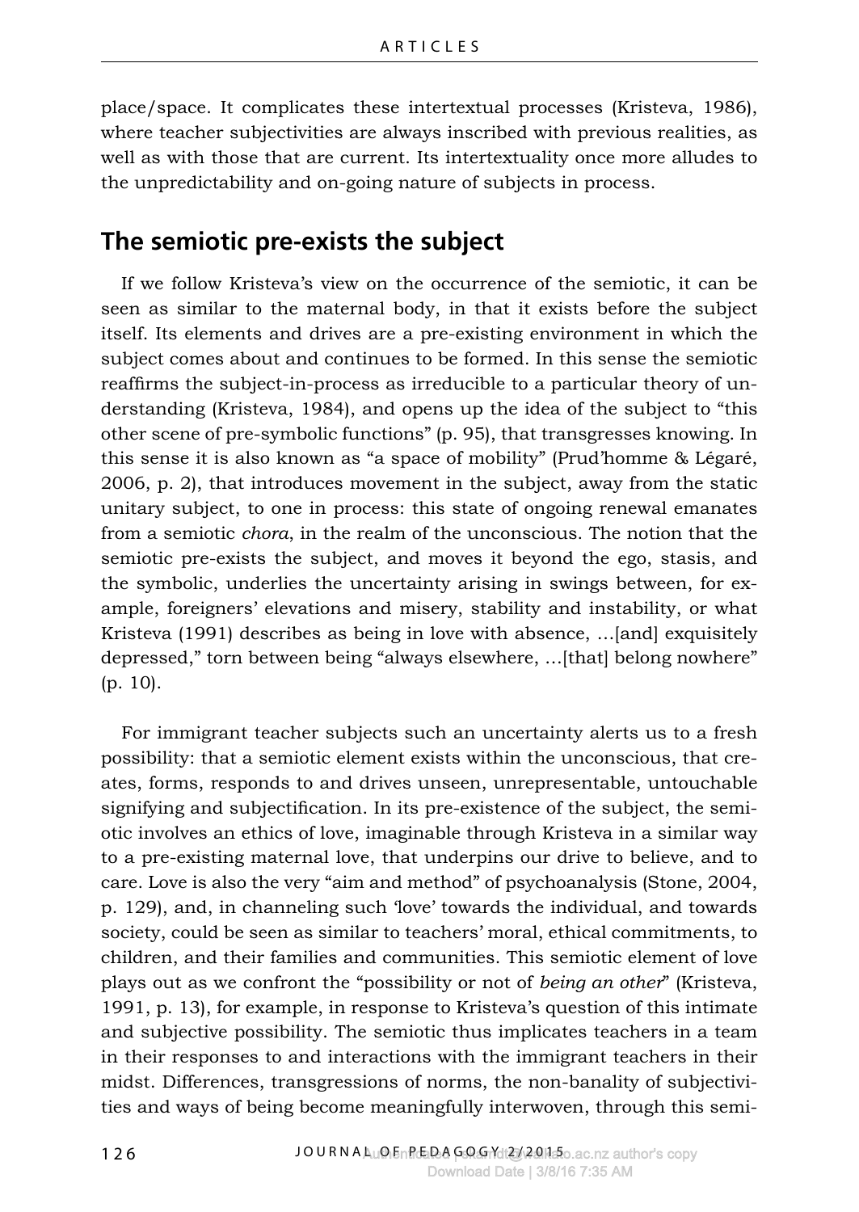place/space. It complicates these intertextual processes (Kristeva, 1986), where teacher subjectivities are always inscribed with previous realities, as well as with those that are current. Its intertextuality once more alludes to the unpredictability and on-going nature of subjects in process.

## The semiotic pre-exists the subject

If we follow Kristeva's view on the occurrence of the semiotic, it can be seen as similar to the maternal body, in that it exists before the subject itself. Its elements and drives are a pre-existing environment in which the subject comes about and continues to be formed. In this sense the semiotic reaffirms the subject-in-process as irreducible to a particular theory of understanding (Kristeva, 1984), and opens up the idea of the subject to "this other scene of pre-symbolic functions" (p. 95), that transgresses knowing. In this sense it is also known as "a space of mobility" (Prud'homme & Légaré, 2006, p. 2), that introduces movement in the subject, away from the static unitary subject, to one in process: this state of ongoing renewal emanates from a semiotic *chora*, in the realm of the unconscious. The notion that the semiotic pre-exists the subject, and moves it beyond the ego, stasis, and the symbolic, underlies the uncertainty arising in swings between, for example, foreigners' elevations and misery, stability and instability, or what Kristeva (1991) describes as being in love with absence, …[and] exquisitely depressed," torn between being "always elsewhere, …[that] belong nowhere" (p. 10).

For immigrant teacher subjects such an uncertainty alerts us to a fresh possibility: that a semiotic element exists within the unconscious, that creates, forms, responds to and drives unseen, unrepresentable, untouchable signifying and subjectification. In its pre-existence of the subject, the semiotic involves an ethics of love, imaginable through Kristeva in a similar way to a pre-existing maternal love, that underpins our drive to believe, and to care. Love is also the very "aim and method" of psychoanalysis (Stone, 2004, p. 129), and, in channeling such 'love' towards the individual, and towards society, could be seen as similar to teachers' moral, ethical commitments, to children, and their families and communities. This semiotic element of love plays out as we confront the "possibility or not of *being an other*" (Kristeva, 1991, p. 13), for example, in response to Kristeva's question of this intimate and subjective possibility. The semiotic thus implicates teachers in a team in their responses to and interactions with the immigrant teachers in their midst. Differences, transgressions of norms, the non-banality of subjectivities and ways of being become meaningfully interwoven, through this semi-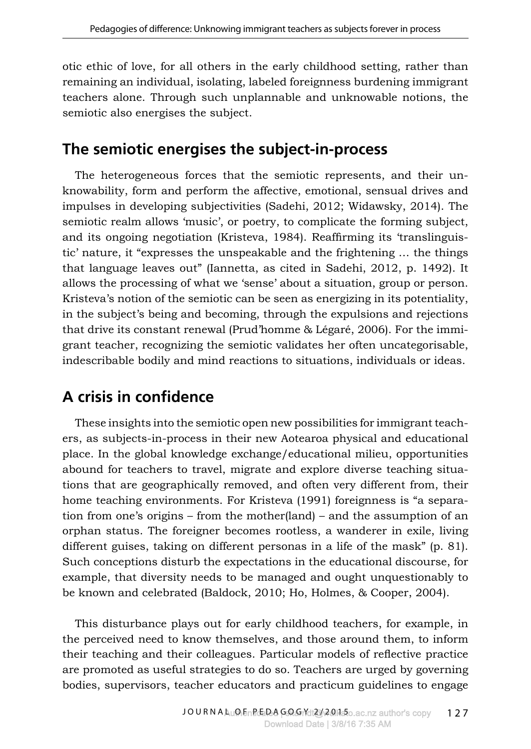otic ethic of love, for all others in the early childhood setting, rather than remaining an individual, isolating, labeled foreignness burdening immigrant teachers alone. Through such unplannable and unknowable notions, the semiotic also energises the subject.

## The semiotic energises the subject-in-process

The heterogeneous forces that the semiotic represents, and their unknowability, form and perform the affective, emotional, sensual drives and impulses in developing subjectivities (Sadehi, 2012; Widawsky, 2014). The semiotic realm allows 'music', or poetry, to complicate the forming subject, and its ongoing negotiation (Kristeva, 1984). Reaffirming its 'translinguistic' nature, it "expresses the unspeakable and the frightening … the things that language leaves out" (Iannetta, as cited in Sadehi, 2012, p. 1492). It allows the processing of what we 'sense' about a situation, group or person. Kristeva's notion of the semiotic can be seen as energizing in its potentiality, in the subject's being and becoming, through the expulsions and rejections that drive its constant renewal (Prud'homme & Légaré, 2006). For the immigrant teacher, recognizing the semiotic validates her often uncategorisable, indescribable bodily and mind reactions to situations, individuals or ideas.

## A crisis in confidence

These insights into the semiotic open new possibilities for immigrant teachers, as subjects-in-process in their new Aotearoa physical and educational place. In the global knowledge exchange/educational milieu, opportunities abound for teachers to travel, migrate and explore diverse teaching situations that are geographically removed, and often very different from, their home teaching environments. For Kristeva (1991) foreignness is "a separation from one's origins – from the mother(land) – and the assumption of an orphan status. The foreigner becomes rootless, a wanderer in exile, living different guises, taking on different personas in a life of the mask" (p. 81). Such conceptions disturb the expectations in the educational discourse, for example, that diversity needs to be managed and ought unquestionably to be known and celebrated (Baldock, 2010; Ho, Holmes, & Cooper, 2004).

This disturbance plays out for early childhood teachers, for example, in the perceived need to know themselves, and those around them, to inform their teaching and their colleagues. Particular models of reflective practice are promoted as useful strategies to do so. Teachers are urged by governing bodies, supervisors, teacher educators and practicum guidelines to engage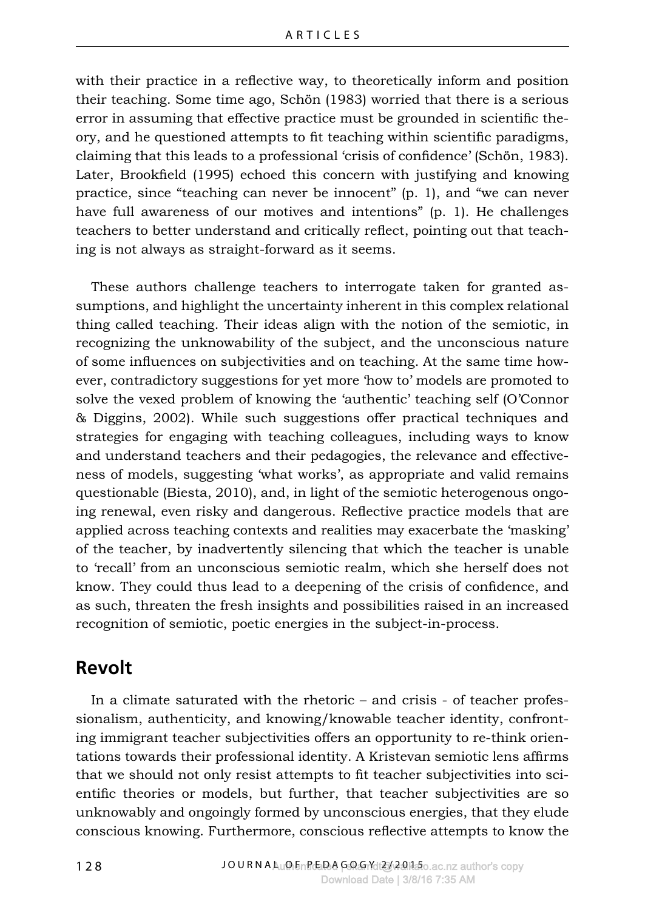with their practice in a reflective way, to theoretically inform and position their teaching. Some time ago, Schön (1983) worried that there is a serious error in assuming that effective practice must be grounded in scientific theory, and he questioned attempts to fit teaching within scientific paradigms, claiming that this leads to a professional 'crisis of confidence' (Schön, 1983). Later, Brookfield (1995) echoed this concern with justifying and knowing practice, since "teaching can never be innocent" (p. 1), and "we can never have full awareness of our motives and intentions" (p. 1). He challenges teachers to better understand and critically reflect, pointing out that teaching is not always as straight-forward as it seems.

These authors challenge teachers to interrogate taken for granted assumptions, and highlight the uncertainty inherent in this complex relational thing called teaching. Their ideas align with the notion of the semiotic, in recognizing the unknowability of the subject, and the unconscious nature of some influences on subjectivities and on teaching. At the same time however, contradictory suggestions for yet more 'how to' models are promoted to solve the vexed problem of knowing the 'authentic' teaching self (O'Connor & Diggins, 2002). While such suggestions offer practical techniques and strategies for engaging with teaching colleagues, including ways to know and understand teachers and their pedagogies, the relevance and effectiveness of models, suggesting 'what works', as appropriate and valid remains questionable (Biesta, 2010), and, in light of the semiotic heterogenous ongoing renewal, even risky and dangerous. Reflective practice models that are applied across teaching contexts and realities may exacerbate the 'masking' of the teacher, by inadvertently silencing that which the teacher is unable to 'recall' from an unconscious semiotic realm, which she herself does not know. They could thus lead to a deepening of the crisis of confidence, and as such, threaten the fresh insights and possibilities raised in an increased recognition of semiotic, poetic energies in the subject-in-process.

## Revolt

In a climate saturated with the rhetoric – and crisis - of teacher professionalism, authenticity, and knowing/knowable teacher identity, confronting immigrant teacher subjectivities offers an opportunity to re-think orientations towards their professional identity. A Kristevan semiotic lens affirms that we should not only resist attempts to fit teacher subjectivities into scientific theories or models, but further, that teacher subjectivities are so unknowably and ongoingly formed by unconscious energies, that they elude conscious knowing. Furthermore, conscious reflective attempts to know the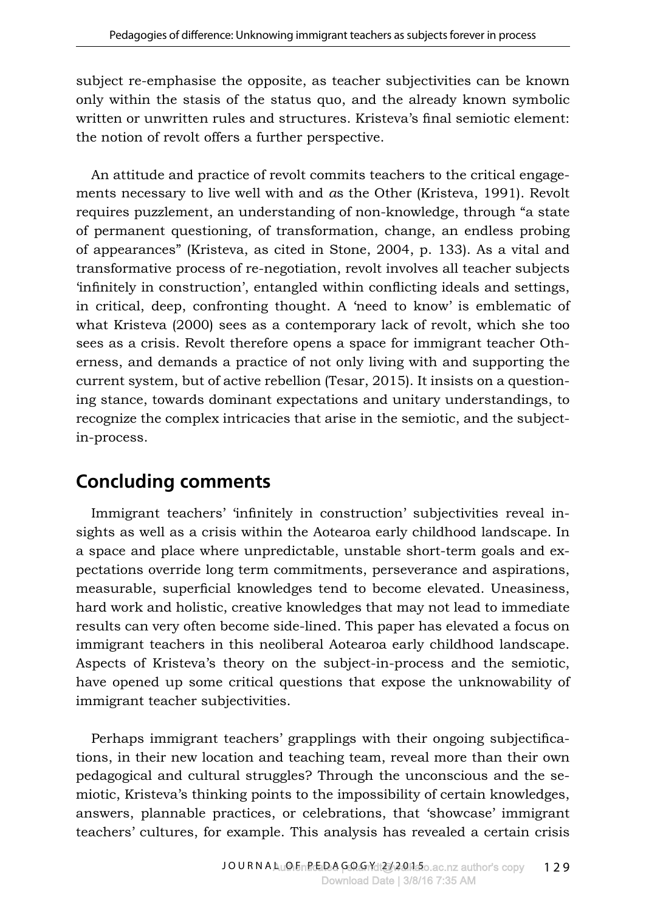subject re-emphasise the opposite, as teacher subjectivities can be known only within the stasis of the status quo, and the already known symbolic written or unwritten rules and structures. Kristeva's final semiotic element: the notion of revolt offers a further perspective.

An attitude and practice of revolt commits teachers to the critical engagements necessary to live well with and *a*s the Other (Kristeva, 1991). Revolt requires puzzlement, an understanding of non-knowledge, through "a state of permanent questioning, of transformation, change, an endless probing of appearances" (Kristeva, as cited in Stone, 2004, p. 133). As a vital and transformative process of re-negotiation, revolt involves all teacher subjects 'infinitely in construction', entangled within conflicting ideals and settings, in critical, deep, confronting thought. A 'need to know' is emblematic of what Kristeva (2000) sees as a contemporary lack of revolt, which she too sees as a crisis. Revolt therefore opens a space for immigrant teacher Otherness, and demands a practice of not only living with and supporting the current system, but of active rebellion (Tesar, 2015). It insists on a questioning stance, towards dominant expectations and unitary understandings, to recognize the complex intricacies that arise in the semiotic, and the subject-in-process.

## Concluding comments

Immigrant teachers' 'infinitely in construction' subjectivities reveal insights as well as a crisis within the Aotearoa early childhood landscape. In a space and place where unpredictable, unstable short-term goals and expectations override long term commitments, perseverance and aspirations, measurable, superficial knowledges tend to become elevated. Uneasiness, hard work and holistic, creative knowledges that may not lead to immediate results can very often become side-lined. This paper has elevated a focus on immigrant teachers in this neoliberal Aotearoa early childhood landscape. Aspects of Kristeva's theory on the subject-in-process and the semiotic, have opened up some critical questions that expose the unknowability of immigrant teacher subjectivities.

Perhaps immigrant teachers' grapplings with their ongoing subjectifications, in their new location and teaching team, reveal more than their own pedagogical and cultural struggles? Through the unconscious and the semiotic, Kristeva's thinking points to the impossibility of certain knowledges, answers, plannable practices, or celebrations, that 'showcase' immigrant teachers' cultures, for example. This analysis has revealed a certain crisis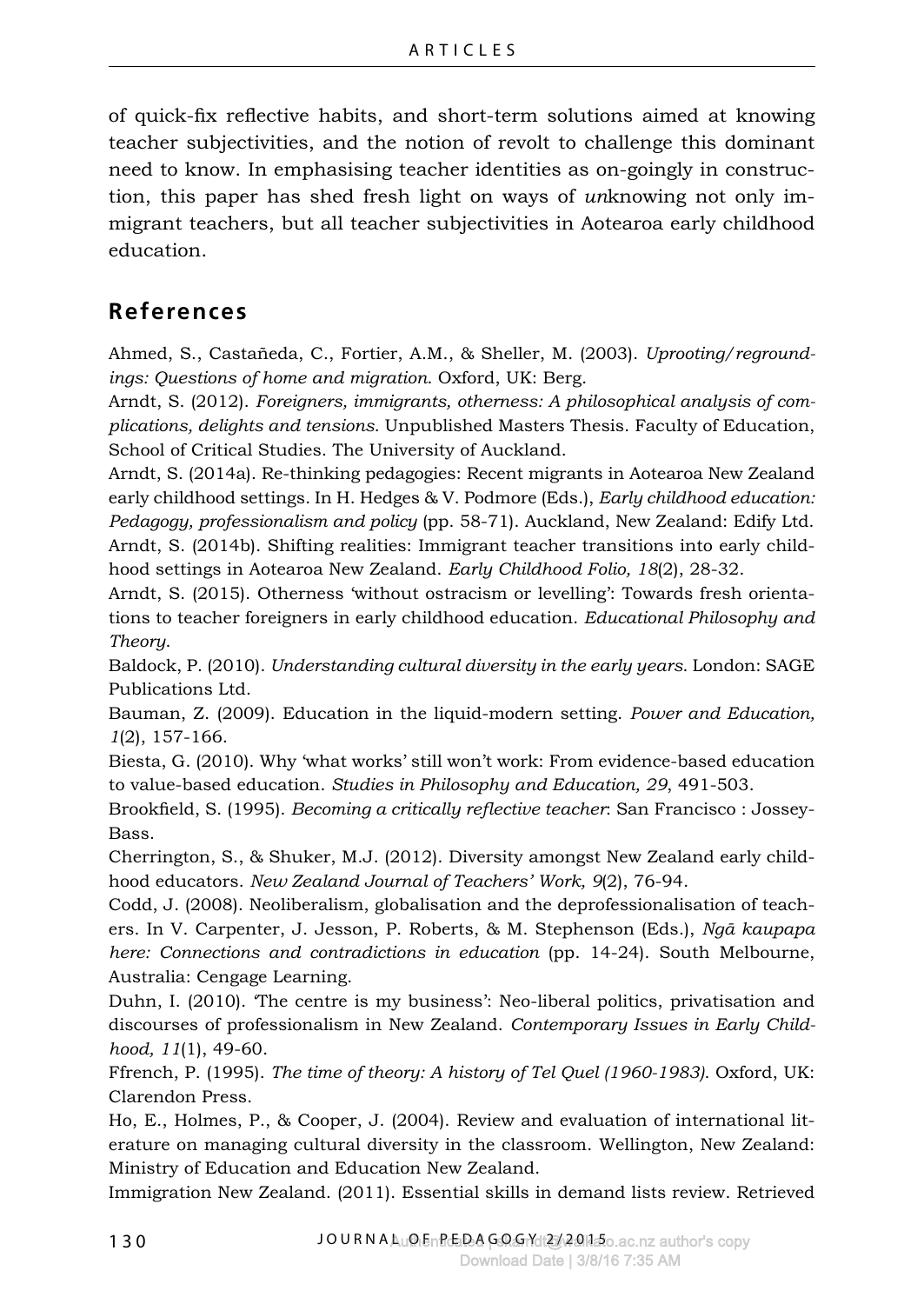of quick-fix reflective habits, and short-term solutions aimed at knowing teacher subjectivities, and the notion of revolt to challenge this dominant need to know. In emphasising teacher identities as on-goingly in construction, this paper has shed fresh light on ways of *un*knowing not only immigrant teachers, but all teacher subjectivities in Aotearoa early childhood education.

## References

Ahmed, S., Castañeda, C., Fortier, A.M., & Sheller, M. (2003). *Uprooting/regroundings: Questions of home and migration*. Oxford, UK: Berg.

Arndt, S. (2012). *Foreigners, immigrants, otherness: A philosophical analysis of complications, delights and tensions*. Unpublished Masters Thesis. Faculty of Education, School of Critical Studies. The University of Auckland.

Arndt, S. (2014a). Re-thinking pedagogies: Recent migrants in Aotearoa New Zealand early childhood settings. In H. Hedges & V. Podmore (Eds.), *Early childhood education: Pedagogy, professionalism and policy* (pp. 58-71). Auckland, New Zealand: Edify Ltd.

Arndt, S. (2014b). Shifting realities: Immigrant teacher transitions into early childhood settings in Aotearoa New Zealand. *Early Childhood Folio, 18*(2), 28-32.

Arndt, S. (2015). Otherness 'without ostracism or levelling': Towards fresh orientations to teacher foreigners in early childhood education. *Educational Philosophy and Theory*.

Baldock, P. (2010). *Understanding cultural diversity in the early years*. London: SAGE Publications Ltd.

Bauman, Z. (2009). Education in the liquid-modern setting. *Power and Education, 1*(2), 157-166.

Biesta, G. (2010). Why 'what works' still won't work: From evidence-based education to value-based education. *Studies in Philosophy and Education, 29*, 491-503.

Brookfield, S. (1995). *Becoming a critically reflective teacher*: San Francisco : Jossey-Bass.

Cherrington, S., & Shuker, M.J. (2012). Diversity amongst New Zealand early childhood educators. *New Zealand Journal of Teachers' Work, 9*(2), 76-94.

Codd, J. (2008). Neoliberalism, globalisation and the deprofessionalisation of teachers. In V. Carpenter, J. Jesson, P. Roberts, & M. Stephenson (Eds.), *Ngā kaupapa here: Connections and contradictions in education* (pp. 14-24). South Melbourne, Australia: Cengage Learning.

Duhn, I. (2010). 'The centre is my business': Neo-liberal politics, privatisation and discourses of professionalism in New Zealand. *Contemporary Issues in Early Childhood, 11*(1), 49-60.

Ffrench, P. (1995). *The time of theory: A history of Tel Quel (1960-1983)*. Oxford, UK: Clarendon Press.

Ho, E., Holmes, P., & Cooper, J. (2004). Review and evaluation of international literature on managing cultural diversity in the classroom. Wellington, New Zealand: Ministry of Education and Education New Zealand.

Immigration New Zealand. (2011). Essential skills in demand lists review. Retrieved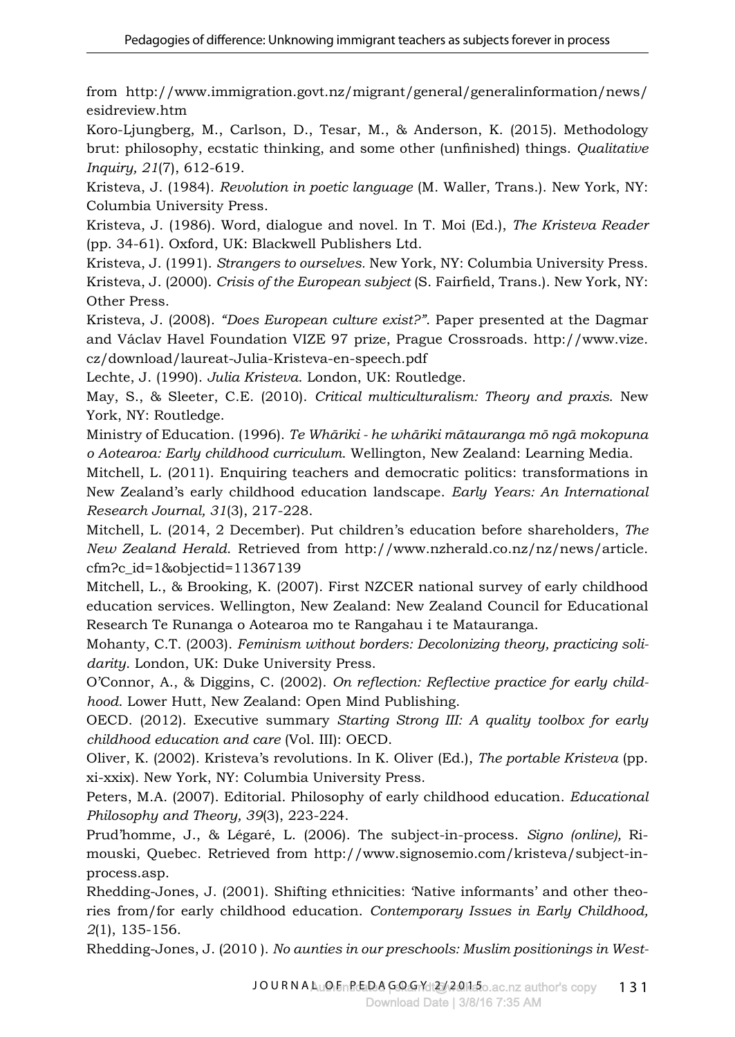from http://www.immigration.govt.nz/migrant/general/generalinformation/news/esidreview.htm

Koro-Ljungberg, M., Carlson, D., Tesar, M., & Anderson, K. (2015). Methodology brut: philosophy, ecstatic thinking, and some other (unfinished) things. *Qualitative Inquiry, 21*(7), 612-619.

Kristeva, J. (1984). *Revolution in poetic language* (M. Waller, Trans.). New York, NY: Columbia University Press.

Kristeva, J. (1986). Word, dialogue and novel. In T. Moi (Ed.), *The Kristeva Reader* (pp. 34-61). Oxford, UK: Blackwell Publishers Ltd.

Kristeva, J. (1991). *Strangers to ourselves.* New York, NY: Columbia University Press.

Kristeva, J. (2000). *Crisis of the European subject* (S. Fairfield, Trans.). New York, NY: Other Press.

Kristeva, J. (2008). *"Does European culture exist?"*. Paper presented at the Dagmar and Václav Havel Foundation VIZE 97 prize, Prague Crossroads. http://www.vize.cz/download/laureat-Julia-Kristeva-en-speech.pdf

Lechte, J. (1990). *Julia Kristeva*. London, UK: Routledge.

May, S., & Sleeter, C.E. (2010). *Critical multiculturalism: Theory and praxis*. New York, NY: Routledge.

Ministry of Education. (1996). *Te Whāriki - he whāriki mātauranga mō ngā mokopuna o Aotearoa: Early childhood curriculum*. Wellington, New Zealand: Learning Media.

Mitchell, L. (2011). Enquiring teachers and democratic politics: transformations in New Zealand's early childhood education landscape. *Early Years: An International Research Journal, 31*(3), 217-228.

Mitchell, L. (2014, 2 December). Put children's education before shareholders, *The New Zealand Herald*. Retrieved from http://www.nzherald.co.nz/nz/news/article.cfm?c_id=1&objectid=11367139

Mitchell, L., & Brooking, K. (2007). First NZCER national survey of early childhood education services. Wellington, New Zealand: New Zealand Council for Educational Research Te Runanga o Aotearoa mo te Rangahau i te Matauranga.

Mohanty, C.T. (2003). *Feminism without borders: Decolonizing theory, practicing solidarity*. London, UK: Duke University Press.

O'Connor, A., & Diggins, C. (2002). *On reflection: Reflective practice for early childhood*. Lower Hutt, New Zealand: Open Mind Publishing.

OECD. (2012). Executive summary *Starting Strong III: A quality toolbox for early childhood education and care* (Vol. III): OECD.

Oliver, K. (2002). Kristeva's revolutions. In K. Oliver (Ed.), *The portable Kristeva* (pp. xi-xxix). New York, NY: Columbia University Press.

Peters, M.A. (2007). Editorial. Philosophy of early childhood education. *Educational Philosophy and Theory, 39*(3), 223-224.

Prud'homme, J., & Légaré, L. (2006). The subject-in-process. *Signo (online),* Rimouski, Quebec. Retrieved from http://www.signosemio.com/kristeva/subject-in-process.asp.

Rhedding-Jones, J. (2001). Shifting ethnicities: 'Native informants' and other theories from/for early childhood education. *Contemporary Issues in Early Childhood, 2*(1), 135-156.

Rhedding-Jones, J. (2010 ). *No aunties in our preschools: Muslim positionings in West-*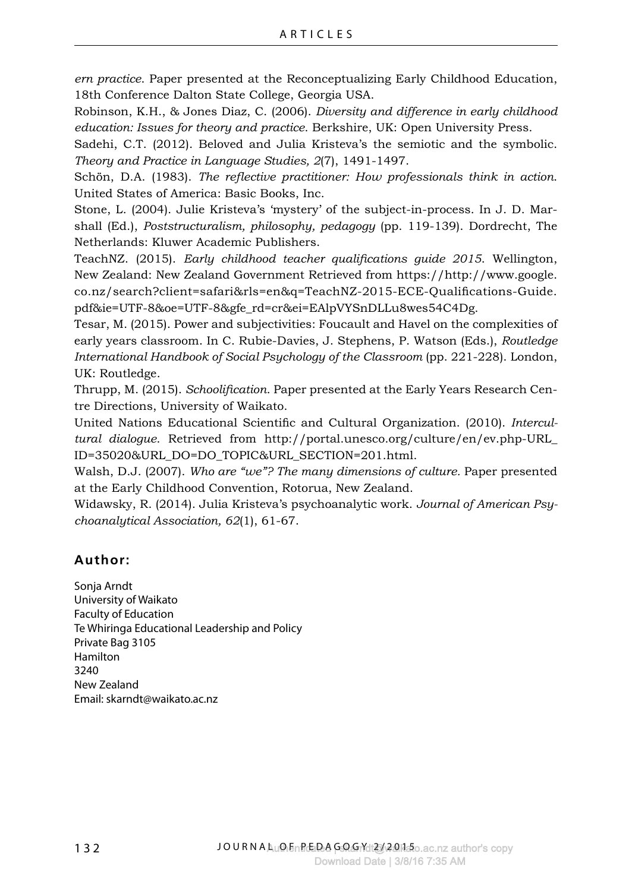*ern practice*. Paper presented at the Reconceptualizing Early Childhood Education, 18th Conference Dalton State College, Georgia USA.

Robinson, K.H., & Jones Diaz, C. (2006). *Diversity and difference in early childhood education: Issues for theory and practice*. Berkshire, UK: Open University Press.

Sadehi, C.T. (2012). Beloved and Julia Kristeva's the semiotic and the symbolic. *Theory and Practice in Language Studies, 2*(7), 1491-1497.

Schön, D.A. (1983). *The reflective practitioner: How professionals think in action*. United States of America: Basic Books, Inc.

Stone, L. (2004). Julie Kristeva's 'mystery' of the subject-in-process. In J. D. Marshall (Ed.), *Poststructuralism, philosophy, pedagogy* (pp. 119-139). Dordrecht, The Netherlands: Kluwer Academic Publishers.

TeachNZ. (2015). *Early childhood teacher qualifications guide 2015*. Wellington, New Zealand: New Zealand Government Retrieved from https://http://www.google.co.nz/search?client=safari&rls=en&q=TeachNZ-2015-ECE-Qualifications-Guide.pdf&ie=UTF-8&oe=UTF-8&gfe_rd=cr&ei=EAlpVYSnDLLu8wes54C4Dg.

Tesar, M. (2015). Power and subjectivities: Foucault and Havel on the complexities of early years classroom. In C. Rubie-Davies, J. Stephens, P. Watson (Eds.), *Routledge International Handbook of Social Psychology of the Classroom* (pp. 221-228). London, UK: Routledge.

Thrupp, M. (2015). *Schoolification*. Paper presented at the Early Years Research Centre Directions, University of Waikato.

United Nations Educational Scientific and Cultural Organization. (2010). *Intercultural dialogue*. Retrieved from http://portal.unesco.org/culture/en/ev.php-URL_ID=35020&URL_DO=DO_TOPIC&URL_SECTION=201.html.

Walsh, D.J. (2007). *Who are "we"? The many dimensions of culture*. Paper presented at the Early Childhood Convention, Rotorua, New Zealand.

Widawsky, R. (2014). Julia Kristeva's psychoanalytic work. *Journal of American Psychoanalytical Association, 62*(1), 61-67.

## Author:

Sonja Arndt
University of Waikato
Faculty of Education
Te Whiringa Educational Leadership and Policy
Private Bag 3105
Hamilton
3240
New Zealand
Email: skarndt@waikato.ac.nz